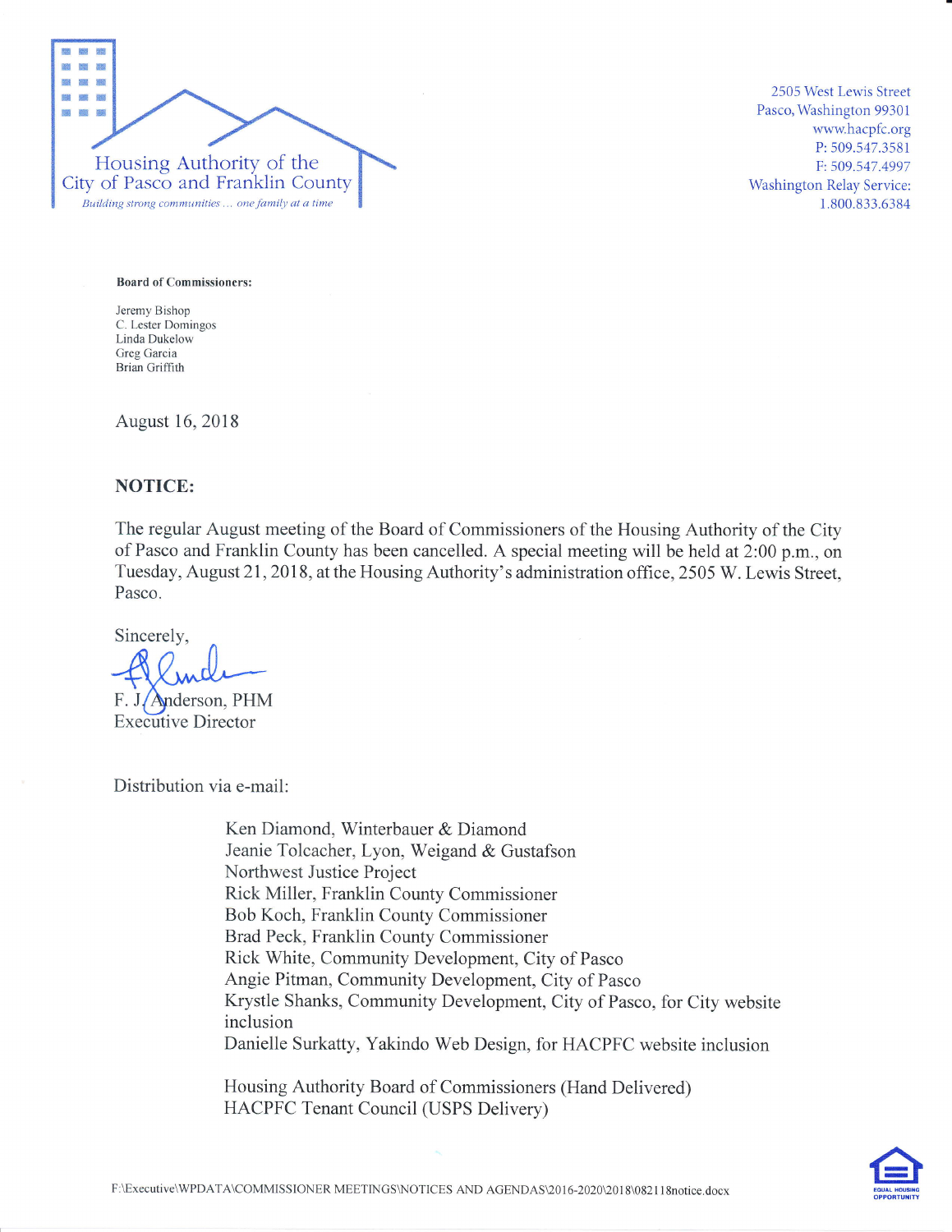Housing Authority of the City of Pasco and Franklin County

*Building strong communities … one family at a time*

2505 West Lewis Street
Pasco, Washington 99301
www.hacpfc.org
P: 509.547.3581
F: 509.547.4997
Washington Relay Service:
1.800.833.6384

**Board of Commissioners:**

Jeremy Bishop
C. Lester Domingos
Linda Dukelow
Greg Garcia
Brian Griffith

August 16, 2018

**NOTICE:**

The regular August meeting of the Board of Commissioners of the Housing Authority of the City of Pasco and Franklin County has been cancelled. A special meeting will be held at 2:00 p.m., on Tuesday, August 21, 2018, at the Housing Authority's administration office, 2505 W. Lewis Street, Pasco.

Sincerely,

F. J. Anderson, PHM
Executive Director

Distribution via e-mail:

Ken Diamond, Winterbauer & Diamond
Jeanie Tolcacher, Lyon, Weigand & Gustafson
Northwest Justice Project
Rick Miller, Franklin County Commissioner
Bob Koch, Franklin County Commissioner
Brad Peck, Franklin County Commissioner
Rick White, Community Development, City of Pasco
Angie Pitman, Community Development, City of Pasco
Krystle Shanks, Community Development, City of Pasco, for City website inclusion
Danielle Surkatty, Yakindo Web Design, for HACPFC website inclusion

Housing Authority Board of Commissioners (Hand Delivered)
HACPFC Tenant Council (USPS Delivery)

F:\Executive\WPDATA\COMMISSIONER MEETINGS\NOTICES AND AGENDAS\2016-2020\2018\082118notice.docx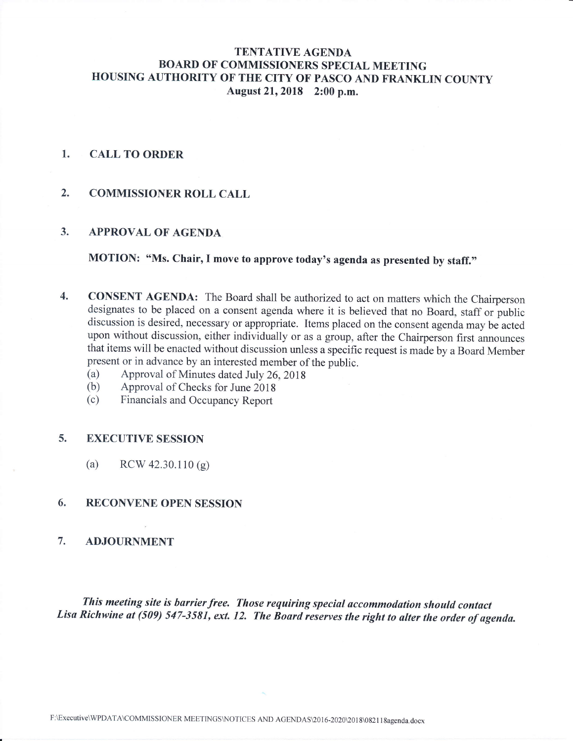# TENTATIVE AGENDA
## BOARD OF COMMISSIONERS SPECIAL MEETING
## HOUSING AUTHORITY OF THE CITY OF PASCO AND FRANKLIN COUNTY
**August 21, 2018 2:00 p.m.**

1. **CALL TO ORDER**

2. **COMMISSIONER ROLL CALL**

3. **APPROVAL OF AGENDA**

   **MOTION: "Ms. Chair, I move to approve today's agenda as presented by staff."**

4. **CONSENT AGENDA:** The Board shall be authorized to act on matters which the Chairperson designates to be placed on a consent agenda where it is believed that no Board, staff or public discussion is desired, necessary or appropriate. Items placed on the consent agenda may be acted upon without discussion, either individually or as a group, after the Chairperson first announces that items will be enacted without discussion unless a specific request is made by a Board Member present or in advance by an interested member of the public.
   - (a) Approval of Minutes dated July 26, 2018
   - (b) Approval of Checks for June 2018
   - (c) Financials and Occupancy Report

5. **EXECUTIVE SESSION**
   - (a) RCW 42.30.110 (g)

6. **RECONVENE OPEN SESSION**

7. **ADJOURNMENT**

***This meeting site is barrier free. Those requiring special accommodation should contact Lisa Richwine at (509) 547-3581, ext. 12. The Board reserves the right to alter the order of agenda.***

F:\Executive\WPDATA\COMMISSIONER MEETINGS\NOTICES AND AGENDAS\2016-2020\2018\082118agenda.docx